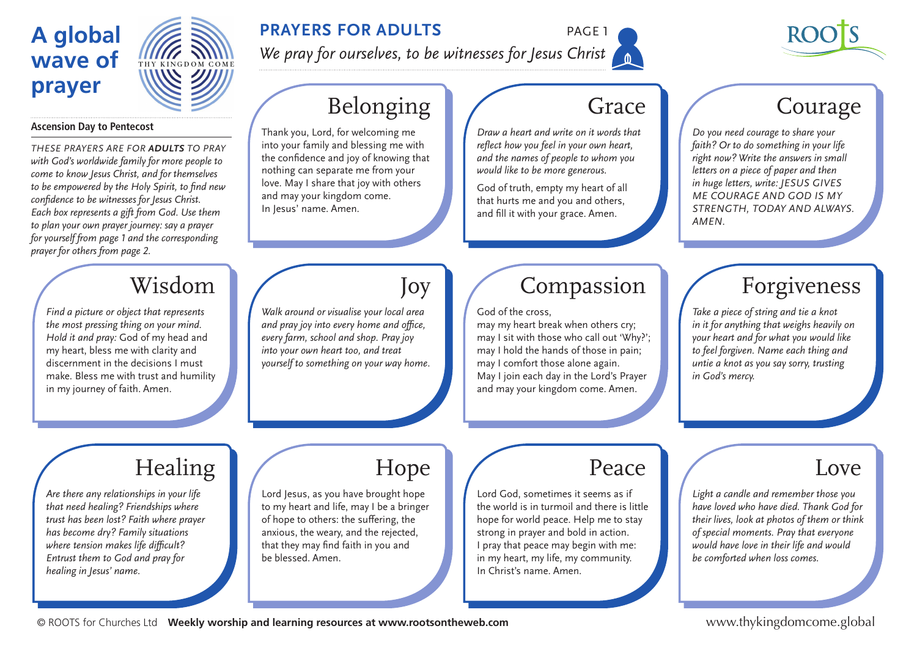# A global wave of prayer

THY KINGDOM COME

## PRAYERS FOR ADULTS

*We pray for ourselves, to be witnesses for Jesus Christ*

ROOTS

**Ascension Day to Pentecost**

*THESE PRAYERS ARE FOR **ADULTS** TO PRAY with God's worldwide family for more people to come to know Jesus Christ, and for themselves to be empowered by the Holy Spirit, to find new confidence to be witnesses for Jesus Christ. Each box represents a gift from God. Use them to plan your own prayer journey: say a prayer for yourself from page 1 and the corresponding prayer for others from page 2.*

### Belonging

Thank you, Lord, for welcoming me into your family and blessing me with the confidence and joy of knowing that nothing can separate me from your love. May I share that joy with others and may your kingdom come. In Jesus' name. Amen.

### Grace

*Draw a heart and write on it words that reflect how you feel in your own heart, and the names of people to whom you would like to be more generous.*

God of truth, empty my heart of all that hurts me and you and others, and fill it with your grace. Amen.

### Courage

*Do you need courage to share your faith? Or to do something in your life right now? Write the answers in small letters on a piece of paper and then in huge letters, write: JESUS GIVES ME COURAGE AND GOD IS MY STRENGTH, TODAY AND ALWAYS. AMEN.*

### Wisdom

*Find a picture or object that represents the most pressing thing on your mind. Hold it and pray:* God of my head and my heart, bless me with clarity and discernment in the decisions I must make. Bless me with trust and humility in my journey of faith. Amen.

### Joy

*Walk around or visualise your local area and pray joy into every home and office, every farm, school and shop. Pray joy into your own heart too, and treat yourself to something on your way home.*

### Compassion

God of the cross,
may my heart break when others cry;
may I sit with those who call out 'Why?';
may I hold the hands of those in pain;
may I comfort those alone again.
May I join each day in the Lord's Prayer
and may your kingdom come. Amen.

### Forgiveness

*Take a piece of string and tie a knot in it for anything that weighs heavily on your heart and for what you would like to feel forgiven. Name each thing and untie a knot as you say sorry, trusting in God's mercy.*

### Healing

*Are there any relationships in your life that need healing? Friendships where trust has been lost? Faith where prayer has become dry? Family situations where tension makes life difficult? Entrust them to God and pray for healing in Jesus' name.*

### Hope

Lord Jesus, as you have brought hope to my heart and life, may I be a bringer of hope to others: the suffering, the anxious, the weary, and the rejected, that they may find faith in you and be blessed. Amen.

### Peace

Lord God, sometimes it seems as if the world is in turmoil and there is little hope for world peace. Help me to stay strong in prayer and bold in action. I pray that peace may begin with me: in my heart, my life, my community. In Christ's name. Amen.

### Love

*Light a candle and remember those you have loved who have died. Thank God for their lives, look at photos of them or think of special moments. Pray that everyone would have love in their life and would be comforted when loss comes.*

© ROOTS for Churches Ltd **Weekly worship and learning resources at www.rootsontheweb.com** www.thykingdomcome.global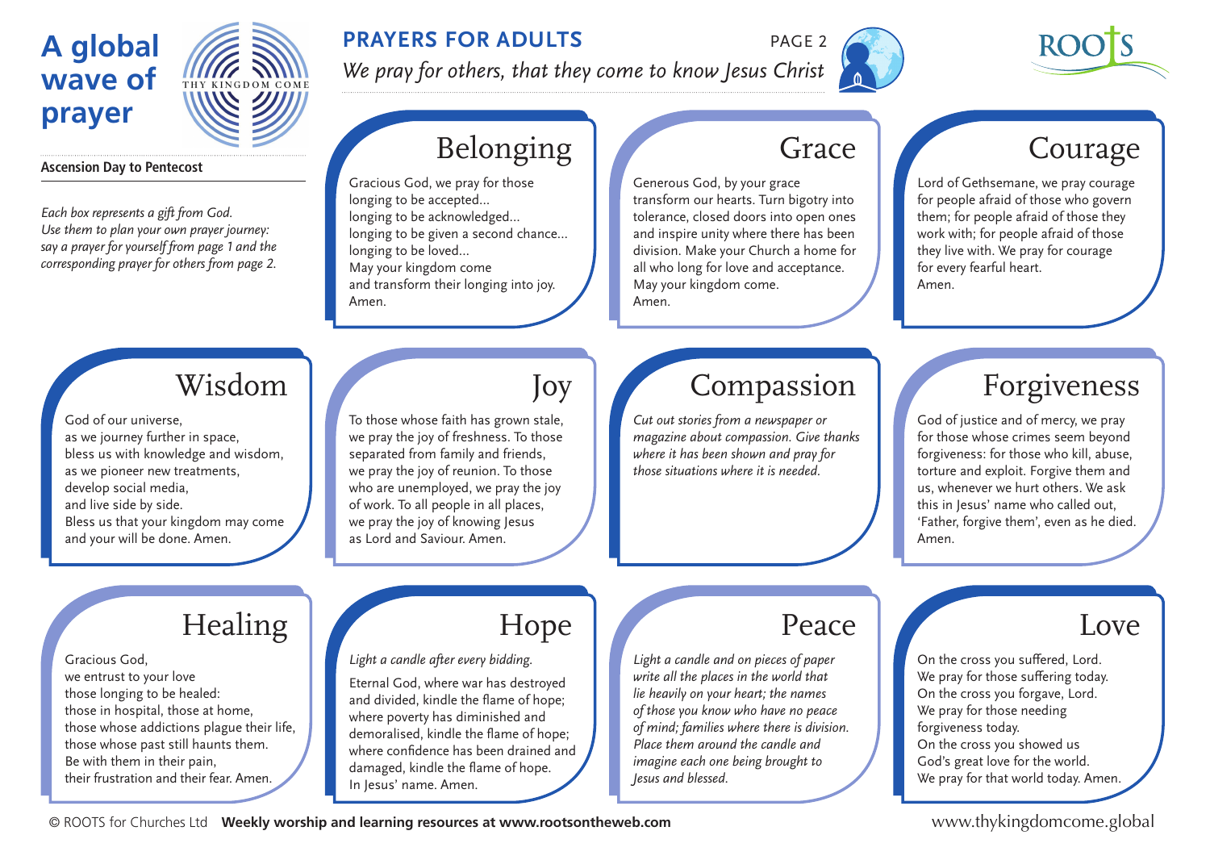# A global wave of prayer

THY KINGDOM COME

**Ascension Day to Pentecost**

*Each box represents a gift from God. Use them to plan your own prayer journey: say a prayer for yourself from page 1 and the corresponding prayer for others from page 2.*

## PRAYERS FOR ADULTS

PAGE 2

*We pray for others, that they come to know Jesus Christ*

ROOTS

### Belonging

Gracious God, we pray for those
longing to be accepted...
longing to be acknowledged...
longing to be given a second chance...
longing to be loved...
May your kingdom come
and transform their longing into joy.
Amen.

### Grace

Generous God, by your grace transform our hearts. Turn bigotry into tolerance, closed doors into open ones and inspire unity where there has been division. Make your Church a home for all who long for love and acceptance. May your kingdom come.
Amen.

### Courage

Lord of Gethsemane, we pray courage for people afraid of those who govern them; for people afraid of those they work with; for people afraid of those they live with. We pray for courage for every fearful heart.
Amen.

### Wisdom

God of our universe,
as we journey further in space,
bless us with knowledge and wisdom,
as we pioneer new treatments,
develop social media,
and live side by side.
Bless us that your kingdom may come
and your will be done. Amen.

### Joy

To those whose faith has grown stale, we pray the joy of freshness. To those separated from family and friends, we pray the joy of reunion. To those who are unemployed, we pray the joy of work. To all people in all places, we pray the joy of knowing Jesus as Lord and Saviour. Amen.

### Compassion

*Cut out stories from a newspaper or magazine about compassion. Give thanks where it has been shown and pray for those situations where it is needed.*

### Forgiveness

God of justice and of mercy, we pray for those whose crimes seem beyond forgiveness: for those who kill, abuse, torture and exploit. Forgive them and us, whenever we hurt others. We ask this in Jesus' name who called out, 'Father, forgive them', even as he died.
Amen.

### Healing

Gracious God,
we entrust to your love
those longing to be healed:
those in hospital, those at home,
those whose addictions plague their life,
those whose past still haunts them.
Be with them in their pain,
their frustration and their fear. Amen.

### Hope

*Light a candle after every bidding.*

Eternal God, where war has destroyed and divided, kindle the flame of hope; where poverty has diminished and demoralised, kindle the flame of hope; where confidence has been drained and damaged, kindle the flame of hope.
In Jesus' name. Amen.

### Peace

*Light a candle and on pieces of paper write all the places in the world that lie heavily on your heart; the names of those you know who have no peace of mind; families where there is division. Place them around the candle and imagine each one being brought to Jesus and blessed.*

### Love

On the cross you suffered, Lord.
We pray for those suffering today.
On the cross you forgave, Lord.
We pray for those needing forgiveness today.
On the cross you showed us God's great love for the world.
We pray for that world today. Amen.

© ROOTS for Churches Ltd **Weekly worship and learning resources at www.rootsontheweb.com**

www.thykingdomcome.global